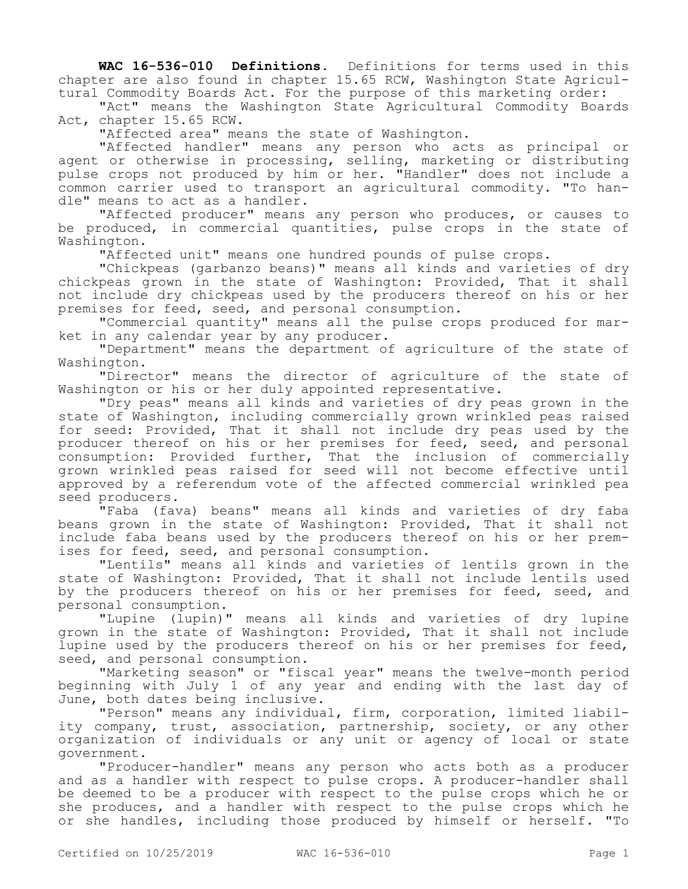**WAC 16-536-010 Definitions.** Definitions for terms used in this chapter are also found in chapter 15.65 RCW, Washington State Agricultural Commodity Boards Act. For the purpose of this marketing order:

"Act" means the Washington State Agricultural Commodity Boards Act, chapter 15.65 RCW.

"Affected area" means the state of Washington.

"Affected handler" means any person who acts as principal or agent or otherwise in processing, selling, marketing or distributing pulse crops not produced by him or her. "Handler" does not include a common carrier used to transport an agricultural commodity. "To handle" means to act as a handler.

"Affected producer" means any person who produces, or causes to be produced, in commercial quantities, pulse crops in the state of Washington.

"Affected unit" means one hundred pounds of pulse crops.

"Chickpeas (garbanzo beans)" means all kinds and varieties of dry chickpeas grown in the state of Washington: Provided, That it shall not include dry chickpeas used by the producers thereof on his or her premises for feed, seed, and personal consumption.

"Commercial quantity" means all the pulse crops produced for market in any calendar year by any producer.

"Department" means the department of agriculture of the state of Washington.

"Director" means the director of agriculture of the state of Washington or his or her duly appointed representative.

"Dry peas" means all kinds and varieties of dry peas grown in the state of Washington, including commercially grown wrinkled peas raised for seed: Provided, That it shall not include dry peas used by the producer thereof on his or her premises for feed, seed, and personal consumption: Provided further, That the inclusion of commercially grown wrinkled peas raised for seed will not become effective until approved by a referendum vote of the affected commercial wrinkled pea seed producers.

"Faba (fava) beans" means all kinds and varieties of dry faba beans grown in the state of Washington: Provided, That it shall not include faba beans used by the producers thereof on his or her premises for feed, seed, and personal consumption.

"Lentils" means all kinds and varieties of lentils grown in the state of Washington: Provided, That it shall not include lentils used by the producers thereof on his or her premises for feed, seed, and personal consumption.

"Lupine (lupin)" means all kinds and varieties of dry lupine grown in the state of Washington: Provided, That it shall not include lupine used by the producers thereof on his or her premises for feed, seed, and personal consumption.

"Marketing season" or "fiscal year" means the twelve-month period beginning with July 1 of any year and ending with the last day of June, both dates being inclusive.

"Person" means any individual, firm, corporation, limited liability company, trust, association, partnership, society, or any other organization of individuals or any unit or agency of local or state government.

"Producer-handler" means any person who acts both as a producer and as a handler with respect to pulse crops. A producer-handler shall be deemed to be a producer with respect to the pulse crops which he or she produces, and a handler with respect to the pulse crops which he or she handles, including those produced by himself or herself. "To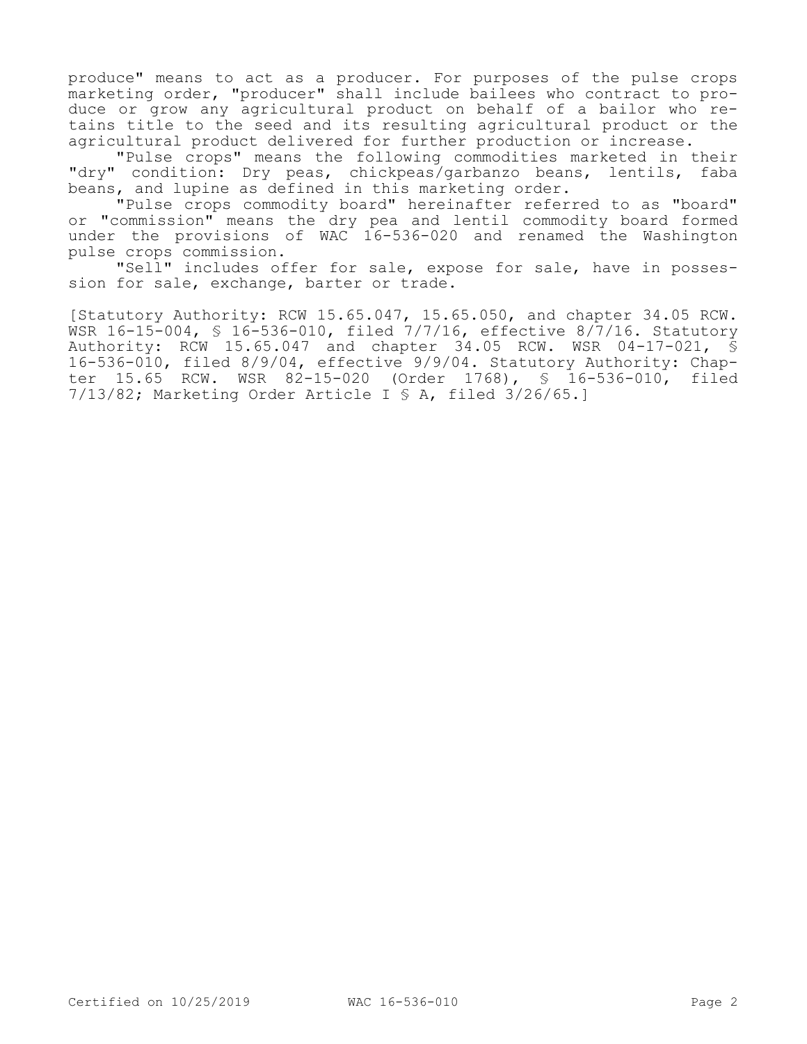produce" means to act as a producer. For purposes of the pulse crops marketing order, "producer" shall include bailees who contract to produce or grow any agricultural product on behalf of a bailor who retains title to the seed and its resulting agricultural product or the agricultural product delivered for further production or increase.

"Pulse crops" means the following commodities marketed in their "dry" condition: Dry peas, chickpeas/garbanzo beans, lentils, faba beans, and lupine as defined in this marketing order.

"Pulse crops commodity board" hereinafter referred to as "board" or "commission" means the dry pea and lentil commodity board formed under the provisions of WAC 16-536-020 and renamed the Washington pulse crops commission.

"Sell" includes offer for sale, expose for sale, have in possession for sale, exchange, barter or trade.

[Statutory Authority: RCW 15.65.047, 15.65.050, and chapter 34.05 RCW. WSR 16-15-004, § 16-536-010, filed 7/7/16, effective 8/7/16. Statutory Authority: RCW 15.65.047 and chapter 34.05 RCW. WSR 04-17-021, § 16-536-010, filed 8/9/04, effective 9/9/04. Statutory Authority: Chapter 15.65 RCW. WSR 82-15-020 (Order 1768), § 16-536-010, filed 7/13/82; Marketing Order Article I § A, filed 3/26/65.]